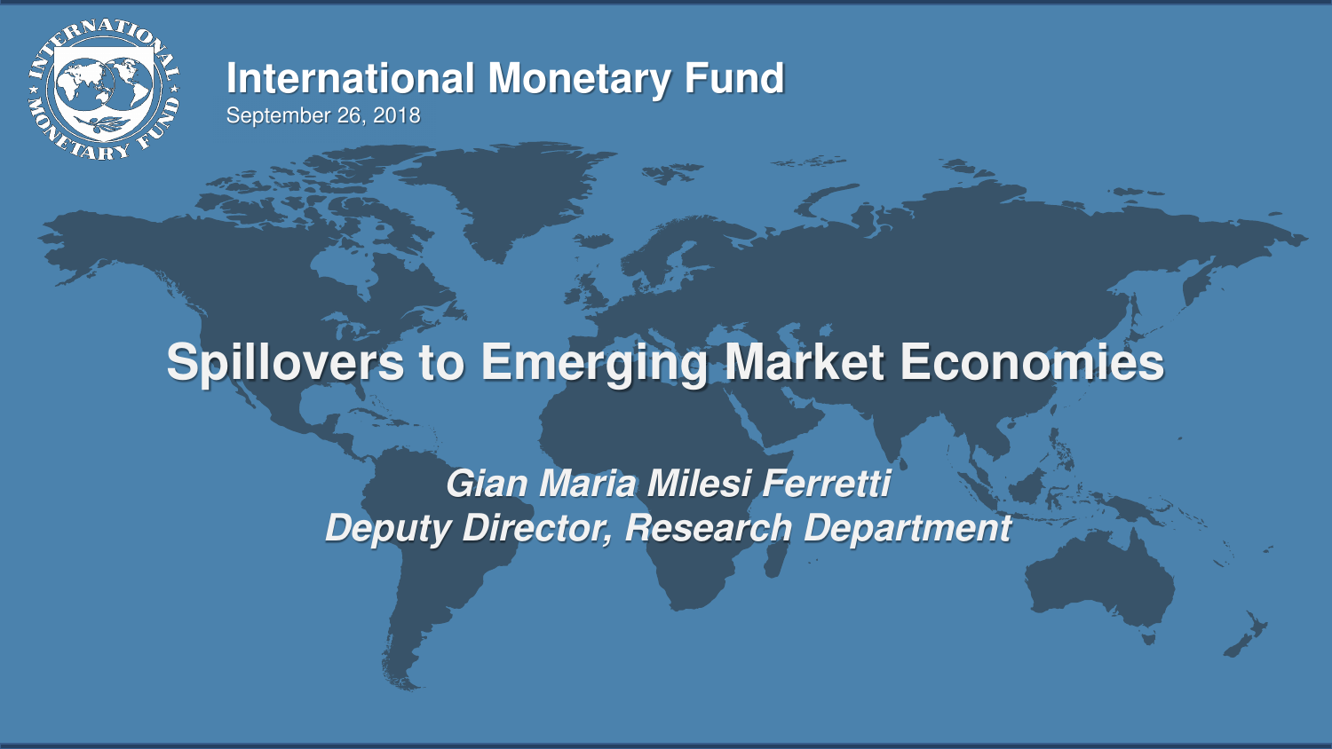International Monetary Fund

September 26, 2018

# Spillovers to Emerging Market Economies

***Gian Maria Milesi Ferretti***

***Deputy Director, Research Department***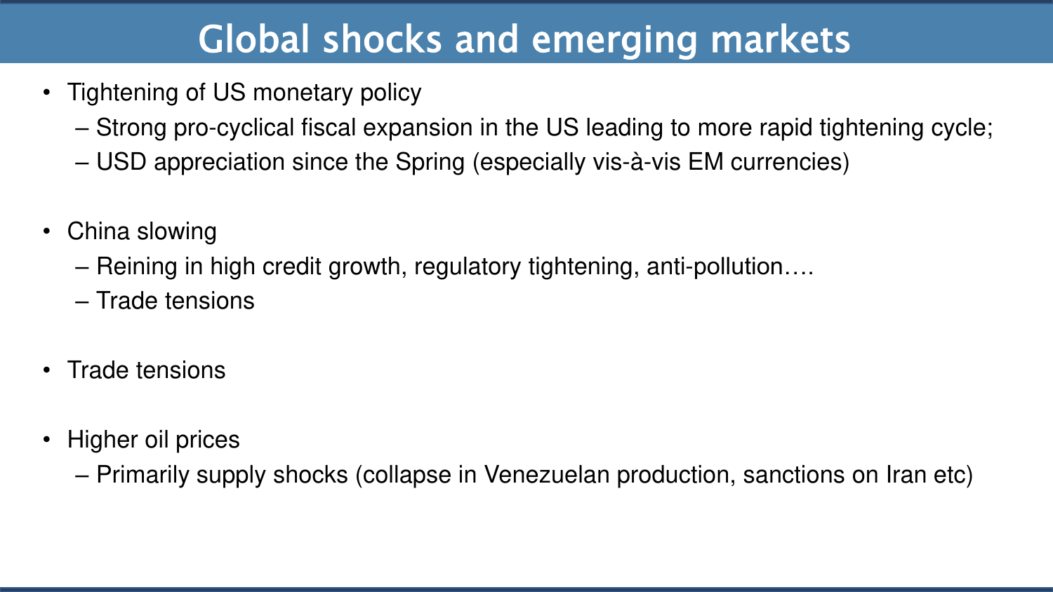# Global shocks and emerging markets

- Tightening of US monetary policy
  - Strong pro-cyclical fiscal expansion in the US leading to more rapid tightening cycle;
  - USD appreciation since the Spring (especially vis-à-vis EM currencies)
- China slowing
  - Reining in high credit growth, regulatory tightening, anti-pollution….
  - Trade tensions
- Trade tensions
- Higher oil prices
  - Primarily supply shocks (collapse in Venezuelan production, sanctions on Iran etc)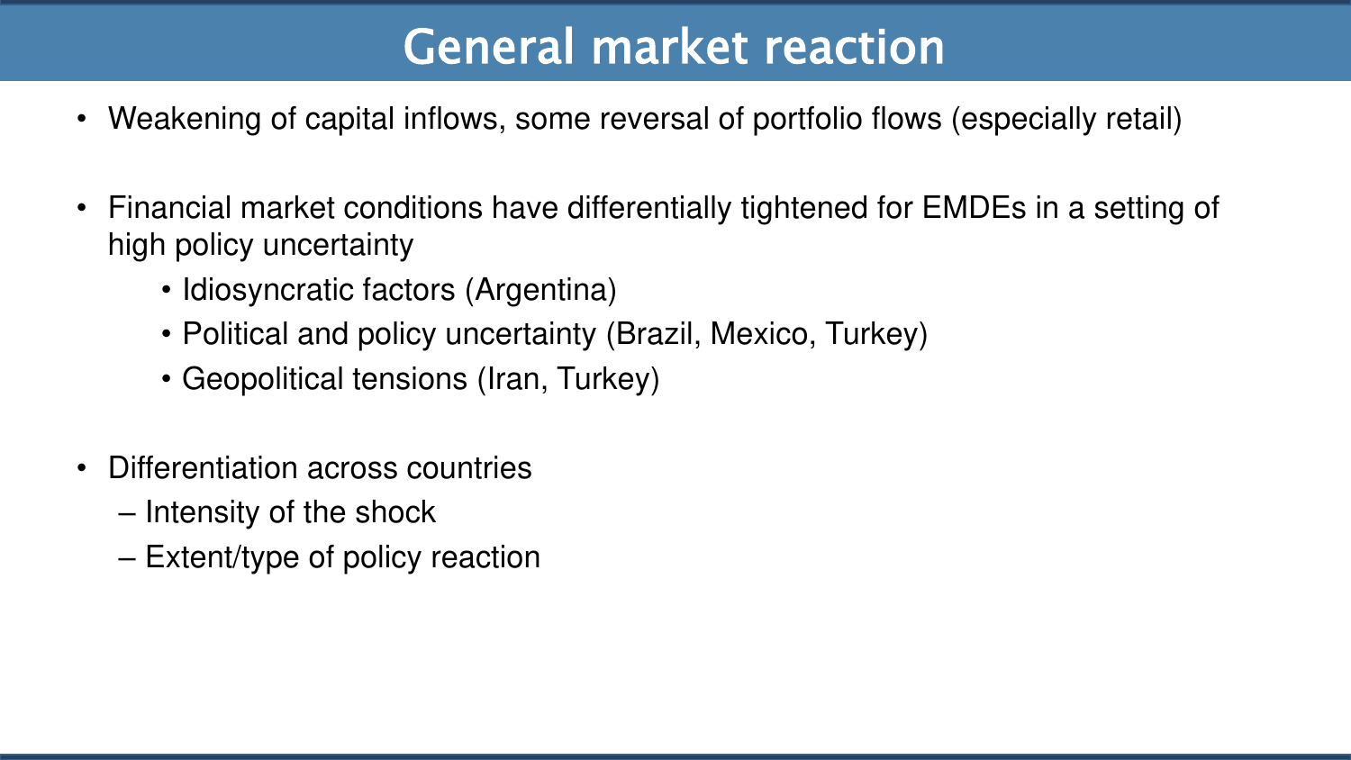# General market reaction

- Weakening of capital inflows, some reversal of portfolio flows (especially retail)
- Financial market conditions have differentially tightened for EMDEs in a setting of high policy uncertainty
  - Idiosyncratic factors (Argentina)
  - Political and policy uncertainty (Brazil, Mexico, Turkey)
  - Geopolitical tensions (Iran, Turkey)
- Differentiation across countries
  - Intensity of the shock
  - Extent/type of policy reaction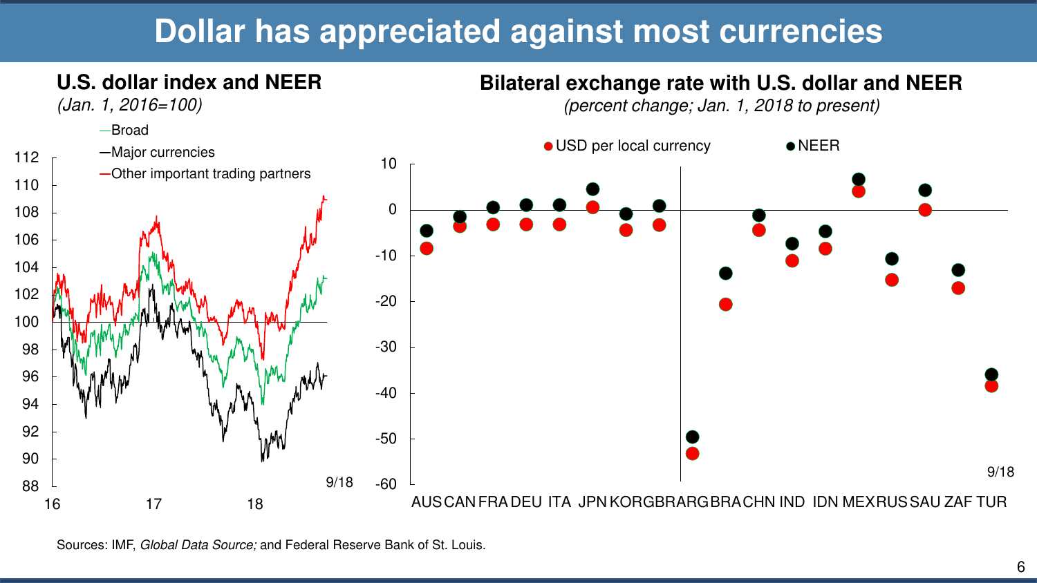# Dollar has appreciated against most currencies

## U.S. dollar index and NEER

*(Jan. 1, 2016=100)*

—Broad
—Major currencies
—Other important trading partners

112
110
108
106
104
102
100
98
96
94
92
90
88

16 17 18

9/18

## Bilateral exchange rate with U.S. dollar and NEER

*(percent change; Jan. 1, 2018 to present)*

● USD per local currency ● NEER

10
0
-10
-20
-30
-40
-50
-60

AUS CAN FRA DEU ITA JPN KOR GBR ARG BRA CHN IND IDN MEX RUS SAU ZAF TUR

9/18

Sources: IMF, *Global Data Source;* and Federal Reserve Bank of St. Louis.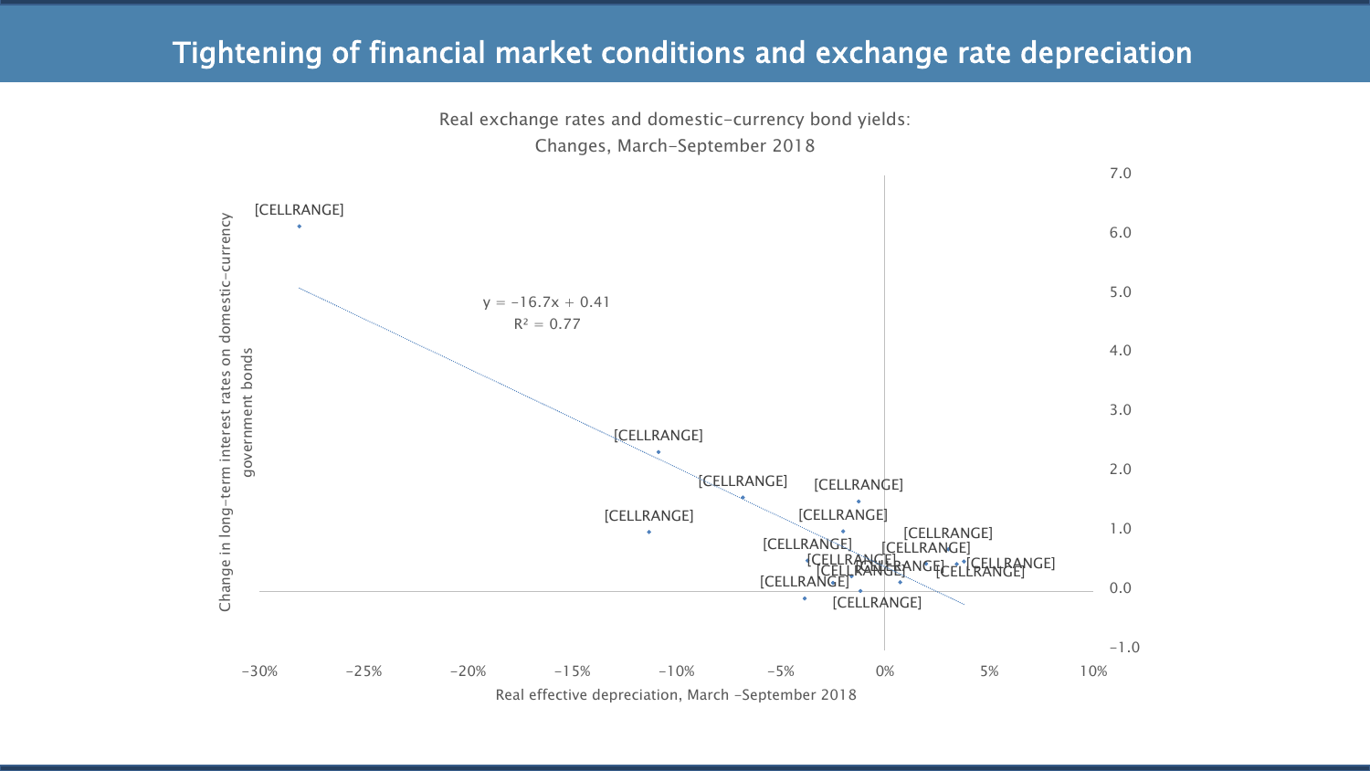# Tightening of financial market conditions and exchange rate depreciation

Real exchange rates and domestic-currency bond yields:
Changes, March–September 2018

$y = -16.7x + 0.41$

$R^2 = 0.77$

Change in long-term interest rates on domestic-currency government bonds

Real effective depreciation, March –September 2018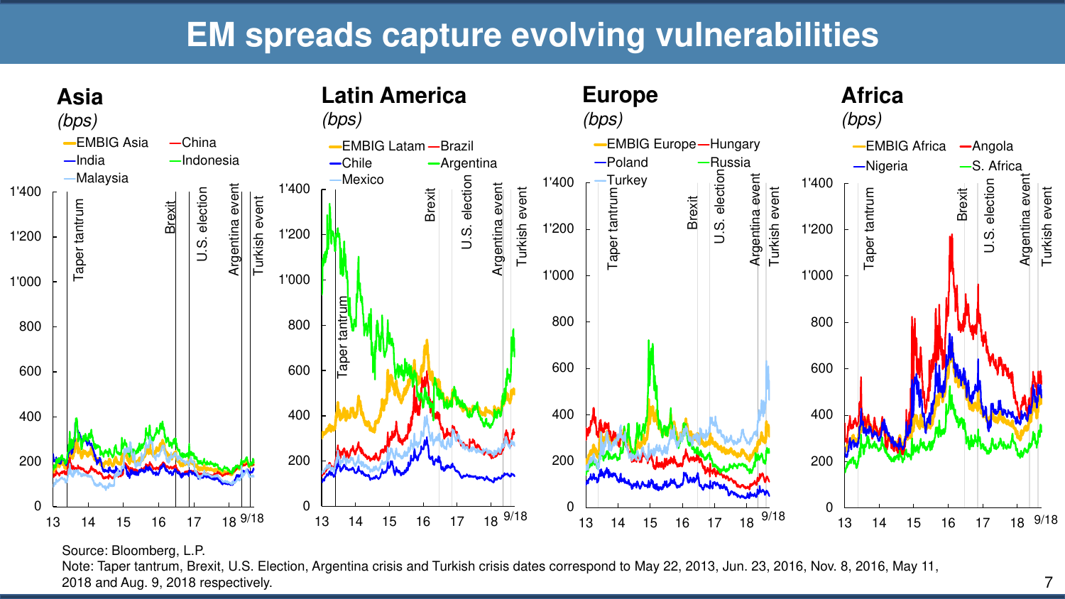# EM spreads capture evolving vulnerabilities

## Asia
*(bps)*

- EMBIG Asia
- China
- India
- Indonesia
- Malaysia

## Latin America
*(bps)*

- EMBIG Latam
- Brazil
- Chile
- Argentina
- Mexico

## Europe
*(bps)*

- EMBIG Europe
- Hungary
- Poland
- Russia
- Turkey

## Africa
*(bps)*

- EMBIG Africa
- Angola
- Nigeria
- S. Africa

Source: Bloomberg, L.P.

Note: Taper tantrum, Brexit, U.S. Election, Argentina crisis and Turkish crisis dates correspond to May 22, 2013, Jun. 23, 2016, Nov. 8, 2016, May 11, 2018 and Aug. 9, 2018 respectively.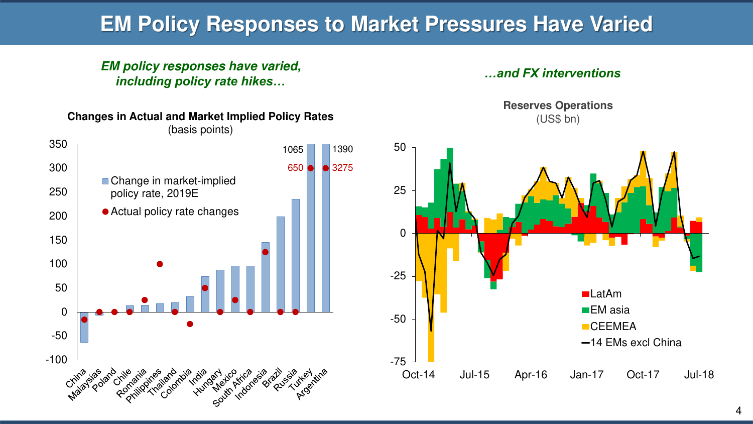# EM Policy Responses to Market Pressures Have Varied

*EM policy responses have varied, including policy rate hikes…*

**Changes in Actual and Market Implied Policy Rates**
(basis points)

- Change in market-implied policy rate, 2019E
- Actual policy rate changes

*…and FX interventions*

**Reserves Operations**
(US$ bn)

- LatAm
- EM asia
- CEEMEA
- 14 EMs excl China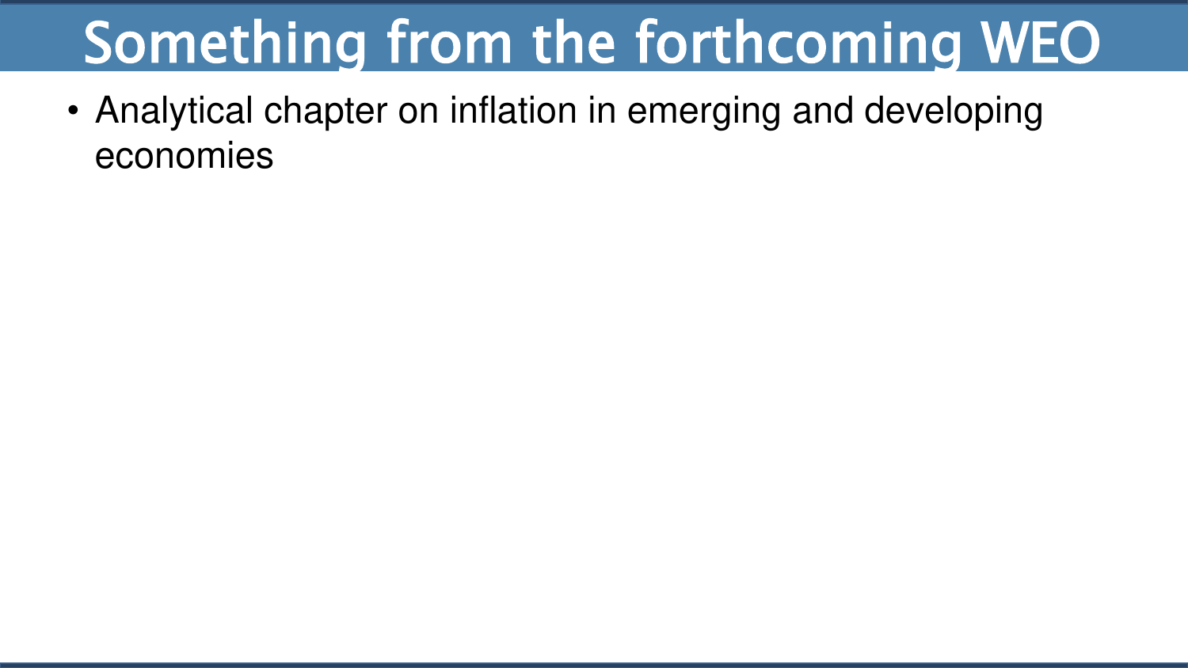# Something from the forthcoming WEO

- Analytical chapter on inflation in emerging and developing economies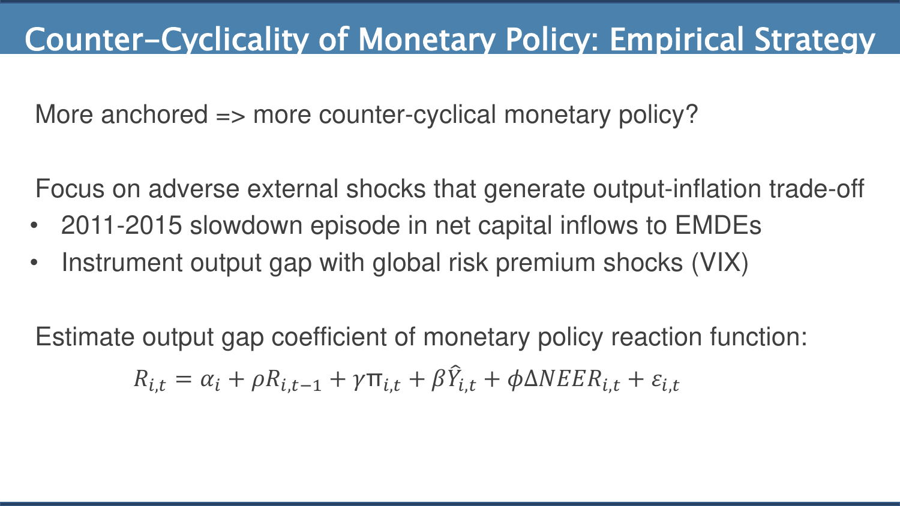# Counter-Cyclicality of Monetary Policy: Empirical Strategy

More anchored => more counter-cyclical monetary policy?

Focus on adverse external shocks that generate output-inflation trade-off

- 2011-2015 slowdown episode in net capital inflows to EMDEs
- Instrument output gap with global risk premium shocks (VIX)

Estimate output gap coefficient of monetary policy reaction function:

$$R_{i,t} = \alpha_i + \rho R_{i,t-1} + \gamma \pi_{i,t} + \beta \hat{Y}_{i,t} + \phi \Delta NEER_{i,t} + \varepsilon_{i,t}$$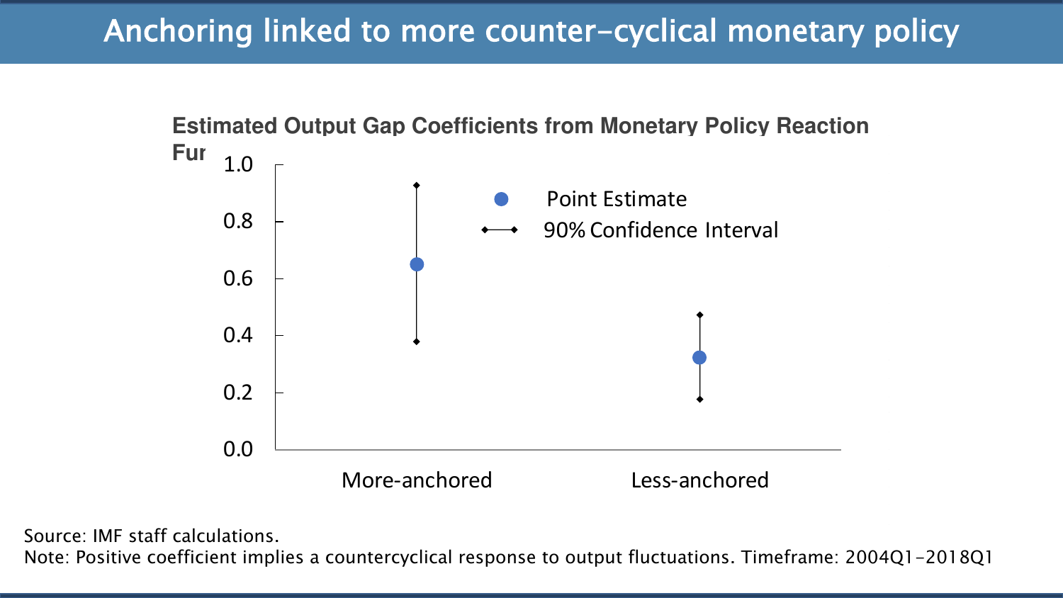# Anchoring linked to more counter-cyclical monetary policy

**Estimated Output Gap Coefficients from Monetary Policy Reaction Fur**

1.0
0.8
0.6
0.4
0.2
0.0

Point Estimate
90% Confidence Interval

More-anchored
Less-anchored

Source: IMF staff calculations.
Note: Positive coefficient implies a countercyclical response to output fluctuations. Timeframe: 2004Q1-2018Q1